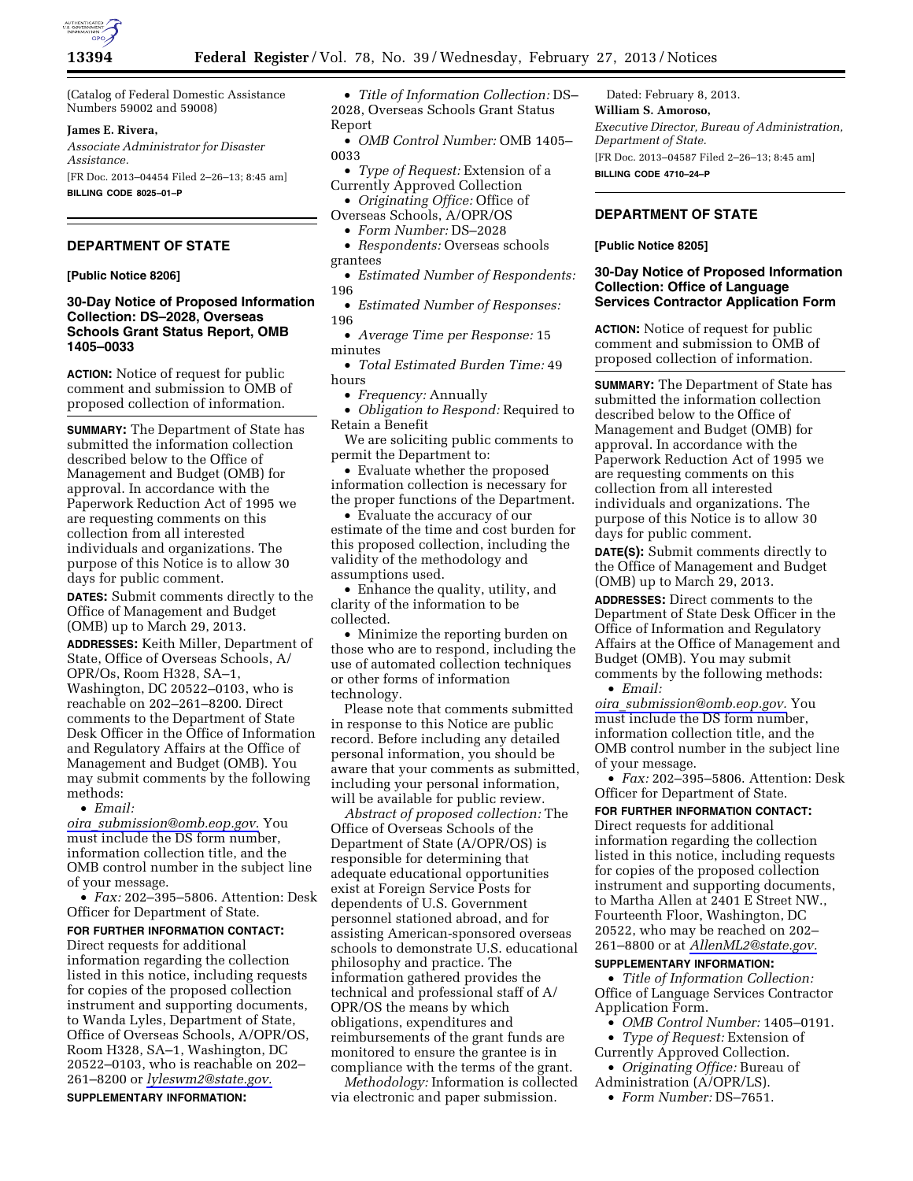(Catalog of Federal Domestic Assistance Numbers 59002 and 59008)

**James E. Rivera,**

*Associate Administrator for Disaster Assistance.*

[FR Doc. 2013–04454 Filed 2–26–13; 8:45 am]

**BILLING CODE 8025–01–P**

## DEPARTMENT OF STATE

**[Public Notice 8206]**

### 30-Day Notice of Proposed Information Collection: DS–2028, Overseas Schools Grant Status Report, OMB 1405–0033

**ACTION:** Notice of request for public comment and submission to OMB of proposed collection of information.

**SUMMARY:** The Department of State has submitted the information collection described below to the Office of Management and Budget (OMB) for approval. In accordance with the Paperwork Reduction Act of 1995 we are requesting comments on this collection from all interested individuals and organizations. The purpose of this Notice is to allow 30 days for public comment.

**DATES:** Submit comments directly to the Office of Management and Budget (OMB) up to March 29, 2013.

**ADDRESSES:** Keith Miller, Department of State, Office of Overseas Schools, A/OPR/Os, Room H328, SA–1, Washington, DC 20522–0103, who is reachable on 202–261–8200. Direct comments to the Department of State Desk Officer in the Office of Information and Regulatory Affairs at the Office of Management and Budget (OMB). You may submit comments by the following methods:

- *Email: oira_submission@omb.eop.gov.* You must include the DS form number, information collection title, and the OMB control number in the subject line of your message.
- *Fax:* 202–395–5806. Attention: Desk Officer for Department of State.

**FOR FURTHER INFORMATION CONTACT:** Direct requests for additional information regarding the collection listed in this notice, including requests for copies of the proposed collection instrument and supporting documents, to Wanda Lyles, Department of State, Office of Overseas Schools, A/OPR/OS, Room H328, SA–1, Washington, DC 20522–0103, who is reachable on 202–261–8200 or *lyleswm2@state.gov.*

**SUPPLEMENTARY INFORMATION:**

- *Title of Information Collection:* DS–2028, Overseas Schools Grant Status Report
- *OMB Control Number:* OMB 1405–0033
- *Type of Request:* Extension of a Currently Approved Collection
- *Originating Office:* Office of Overseas Schools, A/OPR/OS
- *Form Number:* DS–2028
- *Respondents:* Overseas schools grantees
- *Estimated Number of Respondents:* 196
- *Estimated Number of Responses:* 196
- *Average Time per Response:* 15 minutes
- *Total Estimated Burden Time:* 49 hours
- *Frequency:* Annually
- *Obligation to Respond:* Required to Retain a Benefit

We are soliciting public comments to permit the Department to:

- Evaluate whether the proposed information collection is necessary for the proper functions of the Department.
- Evaluate the accuracy of our estimate of the time and cost burden for this proposed collection, including the validity of the methodology and assumptions used.
- Enhance the quality, utility, and clarity of the information to be collected.
- Minimize the reporting burden on those who are to respond, including the use of automated collection techniques or other forms of information technology.

Please note that comments submitted in response to this Notice are public record. Before including any detailed personal information, you should be aware that your comments as submitted, including your personal information, will be available for public review.

*Abstract of proposed collection:* The Office of Overseas Schools of the Department of State (A/OPR/OS) is responsible for determining that adequate educational opportunities exist at Foreign Service Posts for dependents of U.S. Government personnel stationed abroad, and for assisting American-sponsored overseas schools to demonstrate U.S. educational philosophy and practice. The information gathered provides the technical and professional staff of A/OPR/OS the means by which obligations, expenditures and reimbursements of the grant funds are monitored to ensure the grantee is in compliance with the terms of the grant.

*Methodology:* Information is collected via electronic and paper submission.

Dated: February 8, 2013.

**William S. Amoroso,**

*Executive Director, Bureau of Administration, Department of State.*

[FR Doc. 2013–04587 Filed 2–26–13; 8:45 am]

**BILLING CODE 4710–24–P**

## DEPARTMENT OF STATE

**[Public Notice 8205]**

### 30-Day Notice of Proposed Information Collection: Office of Language Services Contractor Application Form

**ACTION:** Notice of request for public comment and submission to OMB of proposed collection of information.

**SUMMARY:** The Department of State has submitted the information collection described below to the Office of Management and Budget (OMB) for approval. In accordance with the Paperwork Reduction Act of 1995 we are requesting comments on this collection from all interested individuals and organizations. The purpose of this Notice is to allow 30 days for public comment.

**DATE(S):** Submit comments directly to the Office of Management and Budget (OMB) up to March 29, 2013.

**ADDRESSES:** Direct comments to the Department of State Desk Officer in the Office of Information and Regulatory Affairs at the Office of Management and Budget (OMB). You may submit comments by the following methods:

- *Email: oira_submission@omb.eop.gov.* You must include the DS form number, information collection title, and the OMB control number in the subject line of your message.
- *Fax:* 202–395–5806. Attention: Desk Officer for Department of State.

**FOR FURTHER INFORMATION CONTACT:** Direct requests for additional information regarding the collection listed in this notice, including requests for copies of the proposed collection instrument and supporting documents, to Martha Allen at 2401 E Street NW., Fourteenth Floor, Washington, DC 20522, who may be reached on 202–261–8800 or at *AllenML2@state.gov.*

**SUPPLEMENTARY INFORMATION:**

- *Title of Information Collection:* Office of Language Services Contractor Application Form.
- *OMB Control Number:* 1405–0191.
- *Type of Request:* Extension of Currently Approved Collection.
- *Originating Office:* Bureau of Administration (A/OPR/LS).
- *Form Number:* DS–7651.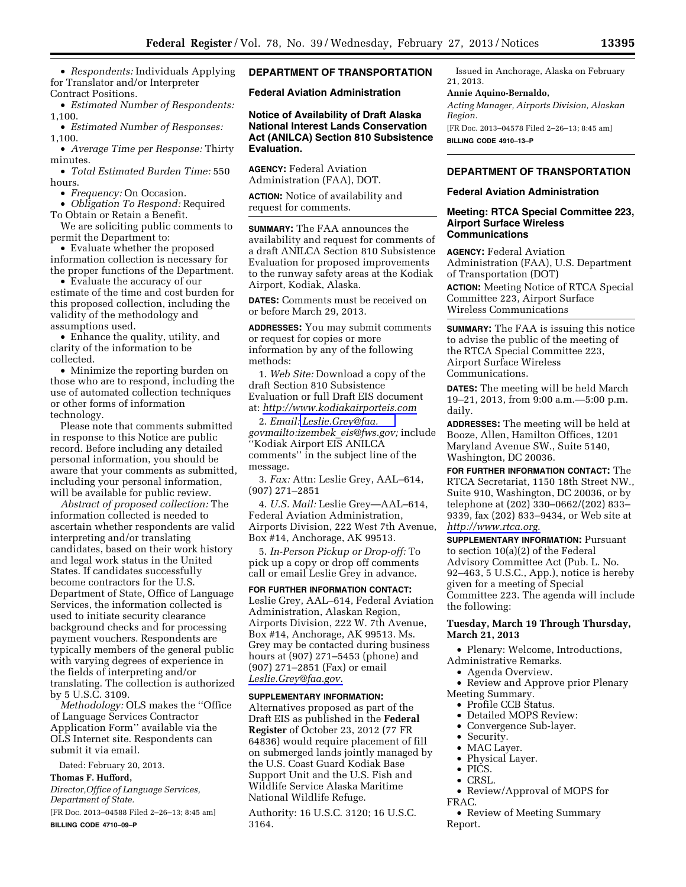- *Respondents:* Individuals Applying for Translator and/or Interpreter Contract Positions.
- *Estimated Number of Respondents:* 1,100.
- *Estimated Number of Responses:* 1,100.
- *Average Time per Response:* Thirty minutes.
- *Total Estimated Burden Time:* 550 hours.
- *Frequency:* On Occasion.
- *Obligation To Respond:* Required To Obtain or Retain a Benefit.

We are soliciting public comments to permit the Department to:

- Evaluate whether the proposed information collection is necessary for the proper functions of the Department.
- Evaluate the accuracy of our estimate of the time and cost burden for this proposed collection, including the validity of the methodology and assumptions used.
- Enhance the quality, utility, and clarity of the information to be collected.
- Minimize the reporting burden on those who are to respond, including the use of automated collection techniques or other forms of information technology.

Please note that comments submitted in response to this Notice are public record. Before including any detailed personal information, you should be aware that your comments as submitted, including your personal information, will be available for public review.

*Abstract of proposed collection:* The information collected is needed to ascertain whether respondents are valid interpreting and/or translating candidates, based on their work history and legal work status in the United States. If candidates successfully become contractors for the U.S. Department of State, Office of Language Services, the information collected is used to initiate security clearance background checks and for processing payment vouchers. Respondents are typically members of the general public with varying degrees of experience in the fields of interpreting and/or translating. The collection is authorized by 5 U.S.C. 3109.

*Methodology:* OLS makes the ''Office of Language Services Contractor Application Form'' available via the OLS Internet site. Respondents can submit it via email.

Dated: February 20, 2013.

**Thomas F. Hufford,**

*Director,Office of Language Services, Department of State.*

[FR Doc. 2013–04588 Filed 2–26–13; 8:45 am]

**BILLING CODE 4710–09–P**

## DEPARTMENT OF TRANSPORTATION

### Federal Aviation Administration

### Notice of Availability of Draft Alaska National Interest Lands Conservation Act (ANILCA) Section 810 Subsistence Evaluation.

**AGENCY:** Federal Aviation Administration (FAA), DOT.

**ACTION:** Notice of availability and request for comments.

**SUMMARY:** The FAA announces the availability and request for comments of a draft ANILCA Section 810 Subsistence Evaluation for proposed improvements to the runway safety areas at the Kodiak Airport, Kodiak, Alaska.

**DATES:** Comments must be received on or before March 29, 2013.

**ADDRESSES:** You may submit comments or request for copies or more information by any of the following methods:

1. *Web Site:* Download a copy of the draft Section 810 Subsistence Evaluation or full Draft EIS document at: *http://www.kodiakairporteis.com*

2. *Email:* *Leslie.Grey@faa.govmailto:izembek_eis@fws.gov;* include ''Kodiak Airport EIS ANILCA comments'' in the subject line of the message.

3. *Fax:* Attn: Leslie Grey, AAL–614, (907) 271–2851

4. *U.S. Mail:* Leslie Grey—AAL–614, Federal Aviation Administration, Airports Division, 222 West 7th Avenue, Box #14, Anchorage, AK 99513.

5. *In-Person Pickup or Drop-off:* To pick up a copy or drop off comments call or email Leslie Grey in advance.

**FOR FURTHER INFORMATION CONTACT:** Leslie Grey, AAL–614, Federal Aviation Administration, Alaskan Region, Airports Division, 222 W. 7th Avenue, Box #14, Anchorage, AK 99513. Ms. Grey may be contacted during business hours at (907) 271–5453 (phone) and (907) 271–2851 (Fax) or email *Leslie.Grey@faa.gov.*

**SUPPLEMENTARY INFORMATION:** Alternatives proposed as part of the Draft EIS as published in the **Federal Register** of October 23, 2012 (77 FR 64836) would require placement of fill on submerged lands jointly managed by the U.S. Coast Guard Kodiak Base Support Unit and the U.S. Fish and Wildlife Service Alaska Maritime National Wildlife Refuge.

Authority: 16 U.S.C. 3120; 16 U.S.C. 3164.

Issued in Anchorage, Alaska on February 21, 2013.

**Annie Aquino-Bernaldo,**

*Acting Manager, Airports Division, Alaskan Region.*

[FR Doc. 2013–04578 Filed 2–26–13; 8:45 am]

**BILLING CODE 4910–13–P**

## DEPARTMENT OF TRANSPORTATION

### Federal Aviation Administration

### Meeting: RTCA Special Committee 223, Airport Surface Wireless Communications

**AGENCY:** Federal Aviation Administration (FAA), U.S. Department of Transportation (DOT)

**ACTION:** Meeting Notice of RTCA Special Committee 223, Airport Surface Wireless Communications

**SUMMARY:** The FAA is issuing this notice to advise the public of the meeting of the RTCA Special Committee 223, Airport Surface Wireless Communications.

**DATES:** The meeting will be held March 19–21, 2013, from 9:00 a.m.—5:00 p.m. daily.

**ADDRESSES:** The meeting will be held at Booze, Allen, Hamilton Offices, 1201 Maryland Avenue SW., Suite 5140, Washington, DC 20036.

**FOR FURTHER INFORMATION CONTACT:** The RTCA Secretariat, 1150 18th Street NW., Suite 910, Washington, DC 20036, or by telephone at (202) 330–0662/(202) 833–9339, fax (202) 833–9434, or Web site at *http://www.rtca.org.*

**SUPPLEMENTARY INFORMATION:** Pursuant to section 10(a)(2) of the Federal Advisory Committee Act (Pub. L. No. 92–463, 5 U.S.C., App.), notice is hereby given for a meeting of Special Committee 223. The agenda will include the following:

**Tuesday, March 19 Through Thursday, March 21, 2013**

- Plenary: Welcome, Introductions, Administrative Remarks.
- Agenda Overview.
- Review and Approve prior Plenary Meeting Summary.
- Profile CCB Status.
- Detailed MOPS Review:
- Convergence Sub-layer.
- Security.
- MAC Layer.
- Physical Layer.
- PICS.
- CRSL.
- Review/Approval of MOPS for FRAC.
- Review of Meeting Summary Report.